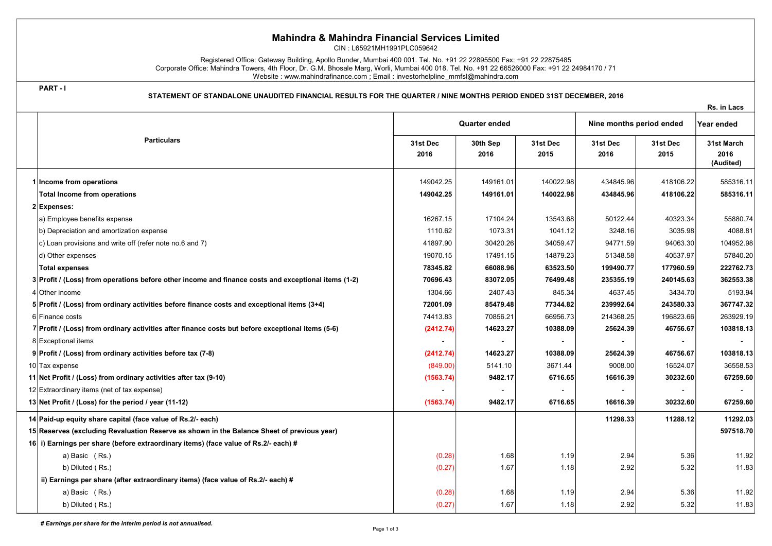# Mahindra & Mahindra Financial Services Limited

CIN : L65921MH1991PLC059642

Registered Office: Gateway Building, Apollo Bunder, Mumbai 400 001. Tel. No. +91 22 22895500 Fax: +91 22 22875485
Corporate Office: Mahindra Towers, 4th Floor, Dr. G.M. Bhosale Marg, Worli, Mumbai 400 018. Tel. No. +91 22 66526000 Fax: +91 22 24984170 / 71
Website : www.mahindrafinance.com ; Email : investorhelpline_mmfsl@mahindra.com

**PART - I**

**STATEMENT OF STANDALONE UNAUDITED FINANCIAL RESULTS FOR THE QUARTER / NINE MONTHS PERIOD ENDED 31ST DECEMBER, 2016**

**Rs. in Lacs**

| | Particulars | Quarter ended | | | Nine months period ended | | Year ended |
|---|---|---|---|---|---|---|---|
| | | 31st Dec 2016 | 30th Sep 2016 | 31st Dec 2015 | 31st Dec 2016 | 31st Dec 2015 | 31st March 2016 (Audited) |
| 1 | **Income from operations** | 149042.25 | 149161.01 | 140022.98 | 434845.96 | 418106.22 | 585316.11 |
| | **Total Income from operations** | **149042.25** | **149161.01** | **140022.98** | **434845.96** | **418106.22** | **585316.11** |
| 2 | **Expenses:** | | | | | | |
| | a) Employee benefits expense | 16267.15 | 17104.24 | 13543.68 | 50122.44 | 40323.34 | 55880.74 |
| | b) Depreciation and amortization expense | 1110.62 | 1073.31 | 1041.12 | 3248.16 | 3035.98 | 4088.81 |
| | c) Loan provisions and write off (refer note no.6 and 7) | 41897.90 | 30420.26 | 34059.47 | 94771.59 | 94063.30 | 104952.98 |
| | d) Other expenses | 19070.15 | 17491.15 | 14879.23 | 51348.58 | 40537.97 | 57840.20 |
| | **Total expenses** | **78345.82** | **66088.96** | **63523.50** | **199490.77** | **177960.59** | **222762.73** |
| 3 | **Profit / (Loss) from operations before other income and finance costs and exceptional items (1-2)** | **70696.43** | **83072.05** | **76499.48** | **235355.19** | **240145.63** | **362553.38** |
| 4 | Other income | 1304.66 | 2407.43 | 845.34 | 4637.45 | 3434.70 | 5193.94 |
| 5 | **Profit / (Loss) from ordinary activities before finance costs and exceptional items (3+4)** | **72001.09** | **85479.48** | **77344.82** | **239992.64** | **243580.33** | **367747.32** |
| 6 | Finance costs | 74413.83 | 70856.21 | 66956.73 | 214368.25 | 196823.66 | 263929.19 |
| 7 | **Profit / (Loss) from ordinary activities after finance costs but before exceptional items (5-6)** | **(2412.74)** | **14623.27** | **10388.09** | **25624.39** | **46756.67** | **103818.13** |
| 8 | Exceptional items | - | - | - | - | - | - |
| 9 | **Profit / (Loss) from ordinary activities before tax (7-8)** | **(2412.74)** | **14623.27** | **10388.09** | **25624.39** | **46756.67** | **103818.13** |
| 10 | Tax expense | (849.00) | 5141.10 | 3671.44 | 9008.00 | 16524.07 | 36558.53 |
| 11 | **Net Profit / (Loss) from ordinary activities after tax (9-10)** | **(1563.74)** | **9482.17** | **6716.65** | **16616.39** | **30232.60** | **67259.60** |
| 12 | Extraordinary items (net of tax expense) | - | - | - | - | - | - |
| 13 | **Net Profit / (Loss) for the period / year (11-12)** | **(1563.74)** | **9482.17** | **6716.65** | **16616.39** | **30232.60** | **67259.60** |
| 14 | **Paid-up equity share capital (face value of Rs.2/- each)** | | | | **11298.33** | **11288.12** | **11292.03** |
| 15 | **Reserves (excluding Revaluation Reserve as shown in the Balance Sheet of previous year)** | | | | | | **597518.70** |
| 16 | **i) Earnings per share (before extraordinary items) (face value of Rs.2/- each) #** | | | | | | |
| | a) Basic ( Rs.) | (0.28) | 1.68 | 1.19 | 2.94 | 5.36 | 11.92 |
| | b) Diluted ( Rs.) | (0.27) | 1.67 | 1.18 | 2.92 | 5.32 | 11.83 |
| | **ii) Earnings per share (after extraordinary items) (face value of Rs.2/- each) #** | | | | | | |
| | a) Basic ( Rs.) | (0.28) | 1.68 | 1.19 | 2.94 | 5.36 | 11.92 |
| | b) Diluted ( Rs.) | (0.27) | 1.67 | 1.18 | 2.92 | 5.32 | 11.83 |

***# Earnings per share for the interim period is not annualised.***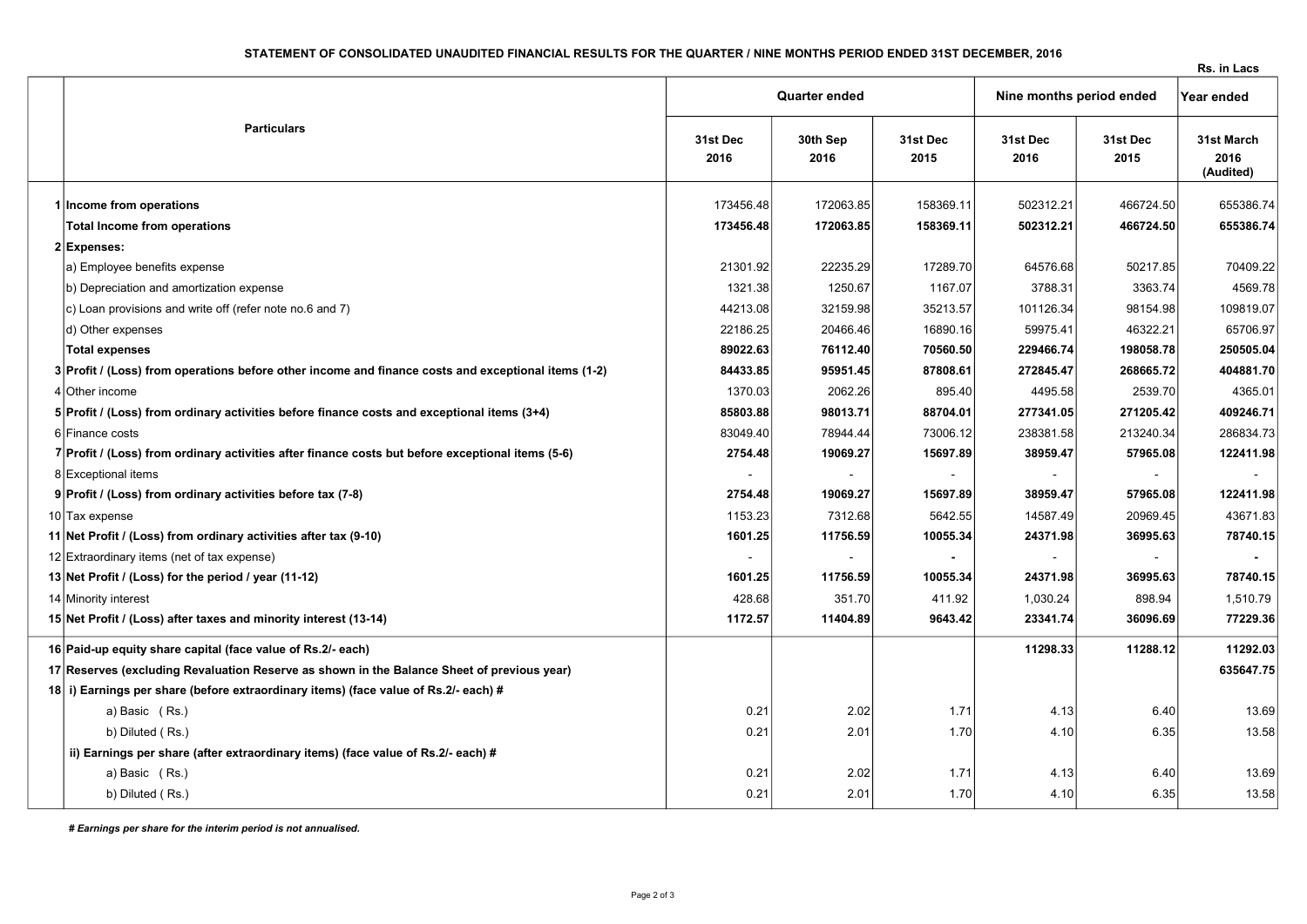**STATEMENT OF CONSOLIDATED UNAUDITED FINANCIAL RESULTS FOR THE QUARTER / NINE MONTHS PERIOD ENDED 31ST DECEMBER, 2016**

Rs. in Lacs

| | Particulars | Quarter ended | | | Nine months period ended | | Year ended |
|---|---|---|---|---|---|---|---|
| | | 31st Dec 2016 | 30th Sep 2016 | 31st Dec 2015 | 31st Dec 2016 | 31st Dec 2015 | 31st March 2016 (Audited) |
| 1 | **Income from operations** | 173456.48 | 172063.85 | 158369.11 | 502312.21 | 466724.50 | 655386.74 |
| | **Total Income from operations** | **173456.48** | **172063.85** | **158369.11** | **502312.21** | **466724.50** | **655386.74** |
| 2 | **Expenses:** | | | | | | |
| | a) Employee benefits expense | 21301.92 | 22235.29 | 17289.70 | 64576.68 | 50217.85 | 70409.22 |
| | b) Depreciation and amortization expense | 1321.38 | 1250.67 | 1167.07 | 3788.31 | 3363.74 | 4569.78 |
| | c) Loan provisions and write off (refer note no.6 and 7) | 44213.08 | 32159.98 | 35213.57 | 101126.34 | 98154.98 | 109819.07 |
| | d) Other expenses | 22186.25 | 20466.46 | 16890.16 | 59975.41 | 46322.21 | 65706.97 |
| | **Total expenses** | **89022.63** | **76112.40** | **70560.50** | **229466.74** | **198058.78** | **250505.04** |
| 3 | **Profit / (Loss) from operations before other income and finance costs and exceptional items (1-2)** | **84433.85** | **95951.45** | **87808.61** | **272845.47** | **268665.72** | **404881.70** |
| 4 | Other income | 1370.03 | 2062.26 | 895.40 | 4495.58 | 2539.70 | 4365.01 |
| 5 | **Profit / (Loss) from ordinary activities before finance costs and exceptional items (3+4)** | **85803.88** | **98013.71** | **88704.01** | **277341.05** | **271205.42** | **409246.71** |
| 6 | Finance costs | 83049.40 | 78944.44 | 73006.12 | 238381.58 | 213240.34 | 286834.73 |
| 7 | **Profit / (Loss) from ordinary activities after finance costs but before exceptional items (5-6)** | **2754.48** | **19069.27** | **15697.89** | **38959.47** | **57965.08** | **122411.98** |
| 8 | Exceptional items | - | - | - | - | - | - |
| 9 | **Profit / (Loss) from ordinary activities before tax (7-8)** | **2754.48** | **19069.27** | **15697.89** | **38959.47** | **57965.08** | **122411.98** |
| 10 | Tax expense | 1153.23 | 7312.68 | 5642.55 | 14587.49 | 20969.45 | 43671.83 |
| 11 | **Net Profit / (Loss) from ordinary activities after tax (9-10)** | **1601.25** | **11756.59** | **10055.34** | **24371.98** | **36995.63** | **78740.15** |
| 12 | Extraordinary items (net of tax expense) | - | - | - | - | - | - |
| 13 | **Net Profit / (Loss) for the period / year (11-12)** | **1601.25** | **11756.59** | **10055.34** | **24371.98** | **36995.63** | **78740.15** |
| 14 | Minority interest | 428.68 | 351.70 | 411.92 | 1,030.24 | 898.94 | 1,510.79 |
| 15 | **Net Profit / (Loss) after taxes and minority interest (13-14)** | **1172.57** | **11404.89** | **9643.42** | **23341.74** | **36096.69** | **77229.36** |
| 16 | **Paid-up equity share capital (face value of Rs.2/- each)** | | | | **11298.33** | **11288.12** | **11292.03** |
| 17 | **Reserves (excluding Revaluation Reserve as shown in the Balance Sheet of previous year)** | | | | | | **635647.75** |
| 18 | **i) Earnings per share (before extraordinary items) (face value of Rs.2/- each) #** | | | | | | |
| | a) Basic ( Rs.) | 0.21 | 2.02 | 1.71 | 4.13 | 6.40 | 13.69 |
| | b) Diluted ( Rs.) | 0.21 | 2.01 | 1.70 | 4.10 | 6.35 | 13.58 |
| | **ii) Earnings per share (after extraordinary items) (face value of Rs.2/- each) #** | | | | | | |
| | a) Basic ( Rs.) | 0.21 | 2.02 | 1.71 | 4.13 | 6.40 | 13.69 |
| | b) Diluted ( Rs.) | 0.21 | 2.01 | 1.70 | 4.10 | 6.35 | 13.58 |

***# Earnings per share for the interim period is not annualised.***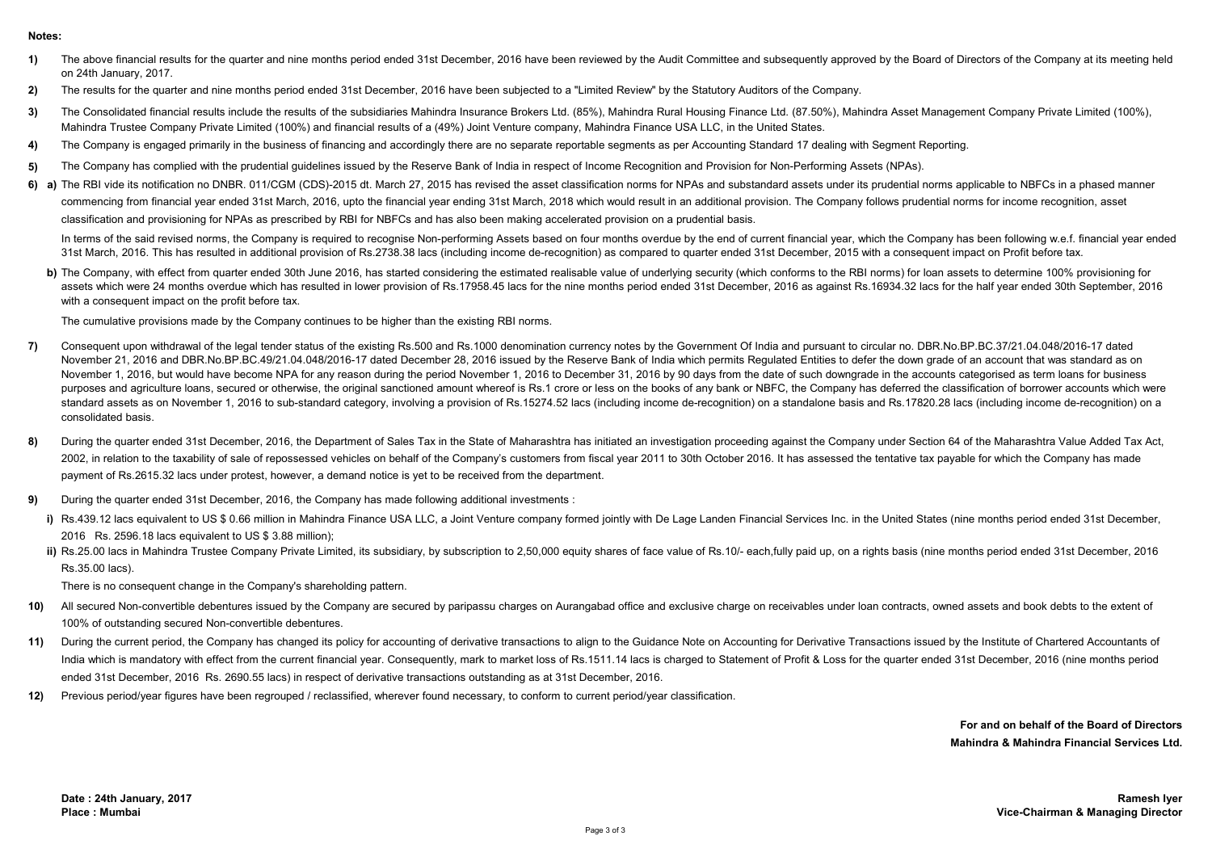**Notes:**

1) The above financial results for the quarter and nine months period ended 31st December, 2016 have been reviewed by the Audit Committee and subsequently approved by the Board of Directors of the Company at its meeting held on 24th January, 2017.

2) The results for the quarter and nine months period ended 31st December, 2016 have been subjected to a "Limited Review" by the Statutory Auditors of the Company.

3) The Consolidated financial results include the results of the subsidiaries Mahindra Insurance Brokers Ltd. (85%), Mahindra Rural Housing Finance Ltd. (87.50%), Mahindra Asset Management Company Private Limited (100%), Mahindra Trustee Company Private Limited (100%) and financial results of a (49%) Joint Venture company, Mahindra Finance USA LLC, in the United States.

4) The Company is engaged primarily in the business of financing and accordingly there are no separate reportable segments as per Accounting Standard 17 dealing with Segment Reporting.

5) The Company has complied with the prudential guidelines issued by the Reserve Bank of India in respect of Income Recognition and Provision for Non-Performing Assets (NPAs).

6) a) The RBI vide its notification no DNBR. 011/CGM (CDS)-2015 dt. March 27, 2015 has revised the asset classification norms for NPAs and substandard assets under its prudential norms applicable to NBFCs in a phased manner commencing from financial year ended 31st March, 2016, upto the financial year ending 31st March, 2018 which would result in an additional provision. The Company follows prudential norms for income recognition, asset classification and provisioning for NPAs as prescribed by RBI for NBFCs and has also been making accelerated provision on a prudential basis.

   In terms of the said revised norms, the Company is required to recognise Non-performing Assets based on four months overdue by the end of current financial year, which the Company has been following w.e.f. financial year ended 31st March, 2016. This has resulted in additional provision of Rs.2738.38 lacs (including income de-recognition) as compared to quarter ended 31st December, 2015 with a consequent impact on Profit before tax.

   b) The Company, with effect from quarter ended 30th June 2016, has started considering the estimated realisable value of underlying security (which conforms to the RBI norms) for loan assets to determine 100% provisioning for assets which were 24 months overdue which has resulted in lower provision of Rs.17958.45 lacs for the nine months period ended 31st December, 2016 as against Rs.16934.32 lacs for the half year ended 30th September, 2016 with a consequent impact on the profit before tax.

   The cumulative provisions made by the Company continues to be higher than the existing RBI norms.

7) Consequent upon withdrawal of the legal tender status of the existing Rs.500 and Rs.1000 denomination currency notes by the Government Of India and pursuant to circular no. DBR.No.BP.BC.37/21.04.048/2016-17 dated November 21, 2016 and DBR.No.BP.BC.49/21.04.048/2016-17 dated December 28, 2016 issued by the Reserve Bank of India which permits Regulated Entities to defer the down grade of an account that was standard as on November 1, 2016, but would have become NPA for any reason during the period November 1, 2016 to December 31, 2016 by 90 days from the date of such downgrade in the accounts categorised as term loans for business purposes and agriculture loans, secured or otherwise, the original sanctioned amount whereof is Rs.1 crore or less on the books of any bank or NBFC, the Company has deferred the classification of borrower accounts which were standard assets as on November 1, 2016 to sub-standard category, involving a provision of Rs.15274.52 lacs (including income de-recognition) on a standalone basis and Rs.17820.28 lacs (including income de-recognition) on a consolidated basis.

8) During the quarter ended 31st December, 2016, the Department of Sales Tax in the State of Maharashtra has initiated an investigation proceeding against the Company under Section 64 of the Maharashtra Value Added Tax Act, 2002, in relation to the taxability of sale of repossessed vehicles on behalf of the Company's customers from fiscal year 2011 to 30th October 2016. It has assessed the tentative tax payable for which the Company has made payment of Rs.2615.32 lacs under protest, however, a demand notice is yet to be received from the department.

9) During the quarter ended 31st December, 2016, the Company has made following additional investments :

   i) Rs.439.12 lacs equivalent to US $ 0.66 million in Mahindra Finance USA LLC, a Joint Venture company formed jointly with De Lage Landen Financial Services Inc. in the United States (nine months period ended 31st December, 2016 Rs. 2596.18 lacs equivalent to US $ 3.88 million);

   ii) Rs.25.00 lacs in Mahindra Trustee Company Private Limited, its subsidiary, by subscription to 2,50,000 equity shares of face value of Rs.10/- each,fully paid up, on a rights basis (nine months period ended 31st December, 2016 Rs.35.00 lacs).

   There is no consequent change in the Company's shareholding pattern.

10) All secured Non-convertible debentures issued by the Company are secured by paripassu charges on Aurangabad office and exclusive charge on receivables under loan contracts, owned assets and book debts to the extent of 100% of outstanding secured Non-convertible debentures.

11) During the current period, the Company has changed its policy for accounting of derivative transactions to align to the Guidance Note on Accounting for Derivative Transactions issued by the Institute of Chartered Accountants of India which is mandatory with effect from the current financial year. Consequently, mark to market loss of Rs.1511.14 lacs is charged to Statement of Profit & Loss for the quarter ended 31st December, 2016 (nine months period ended 31st December, 2016 Rs. 2690.55 lacs) in respect of derivative transactions outstanding as at 31st December, 2016.

12) Previous period/year figures have been regrouped / reclassified, wherever found necessary, to conform to current period/year classification.

**For and on behalf of the Board of Directors**
**Mahindra & Mahindra Financial Services Ltd.**

**Date : 24th January, 2017**
**Place : Mumbai**

**Ramesh Iyer**
**Vice-Chairman & Managing Director**